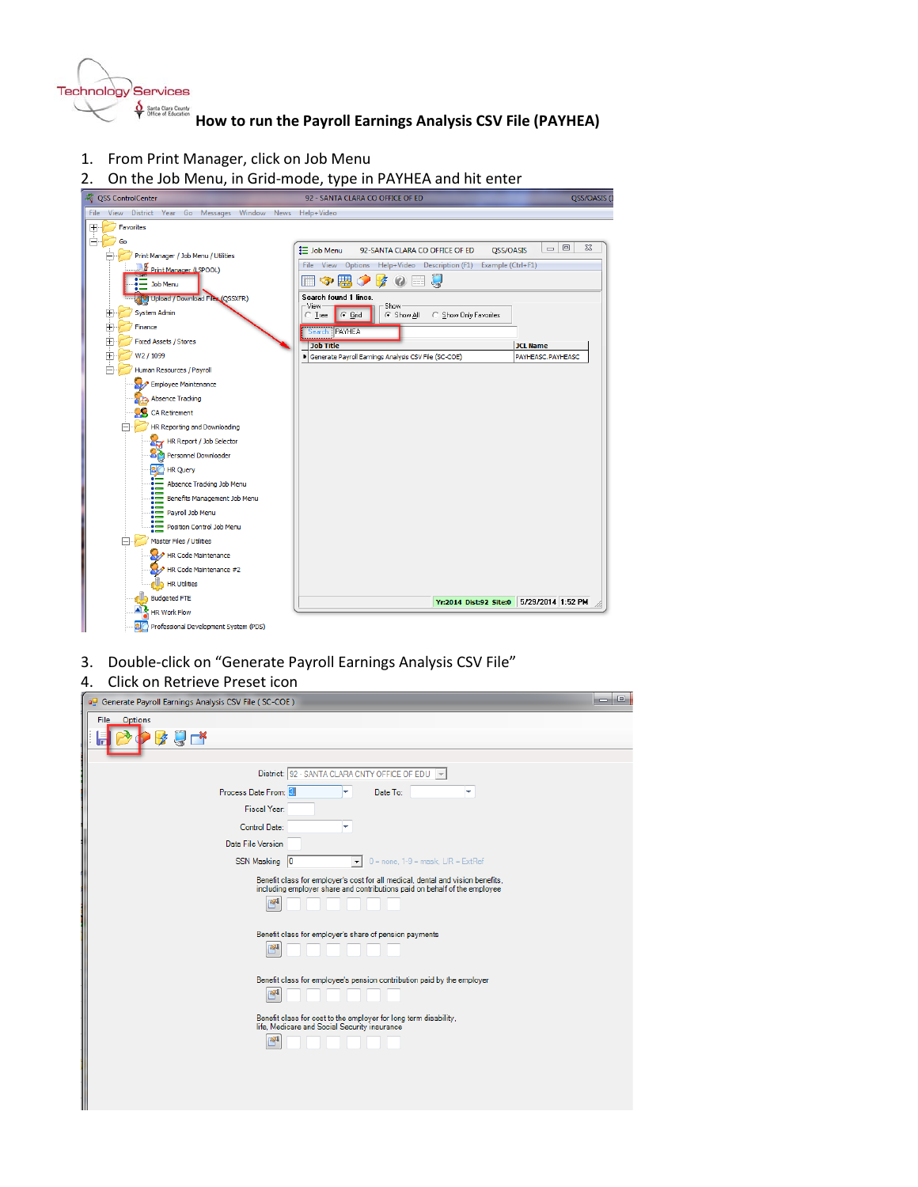# How to run the Payroll Earnings Analysis CSV File (PAYHEA)

1. From Print Manager, click on Job Menu
2. On the Job Menu, in Grid-mode, type in PAYHEA and hit enter
3. Double-click on "Generate Payroll Earnings Analysis CSV File"
4. Click on Retrieve Preset icon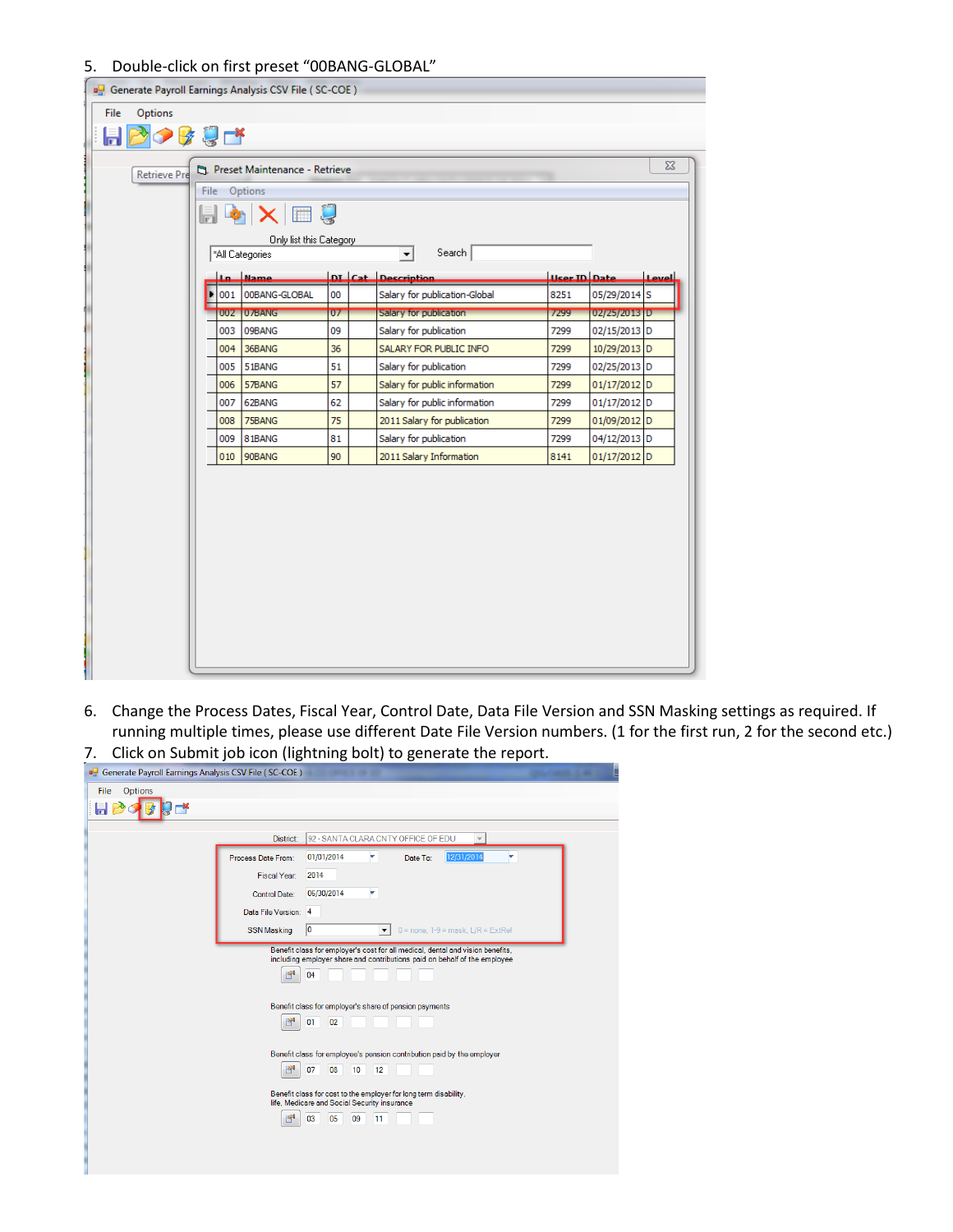5. Double-click on first preset "00BANG-GLOBAL"

Generate Payroll Earnings Analysis CSV File ( SC-COE )

File Options

Retrieve Pre

Preset Maintenance - Retrieve

File Options

Only list this Category

*All Categories

Search

| Ln | Name | DI | Cat | Description | User ID | Date | Level |
|---|---|---|---|---|---|---|---|
| 001 | 00BANG-GLOBAL | 00 | | Salary for publication-Global | 8251 | 05/29/2014 | S |
| 002 | 07BANG | 07 | | Salary for publication | 7299 | 02/25/2013 | D |
| 003 | 09BANG | 09 | | Salary for publication | 7299 | 02/15/2013 | D |
| 004 | 36BANG | 36 | | SALARY FOR PUBLIC INFO | 7299 | 10/29/2013 | D |
| 005 | 51BANG | 51 | | Salary for publication | 7299 | 02/25/2013 | D |
| 006 | 57BANG | 57 | | Salary for public information | 7299 | 01/17/2012 | D |
| 007 | 62BANG | 62 | | Salary for public information | 7299 | 01/17/2012 | D |
| 008 | 75BANG | 75 | | 2011 Salary for publication | 7299 | 01/09/2012 | D |
| 009 | 81BANG | 81 | | Salary for publication | 7299 | 04/12/2013 | D |
| 010 | 90BANG | 90 | | 2011 Salary Information | 8141 | 01/17/2012 | D |

6. Change the Process Dates, Fiscal Year, Control Date, Data File Version and SSN Masking settings as required. If running multiple times, please use different Date File Version numbers. (1 for the first run, 2 for the second etc.)
7. Click on Submit job icon (lightning bolt) to generate the report.

Generate Payroll Earnings Analysis CSV File ( SC-COE )

File Options

District: 92 - SANTA CLARA CNTY OFFICE OF EDU

Process Date From: 01/01/2014 Date To: 12/31/2014

Fiscal Year: 2014

Control Date: 06/30/2014

Data File Version: 4

SSN Masking: 0 — 0 = none, 1-9 = mask, L/R = ExtRef

Benefit class for employer's cost for all medical, dental and vision benefits, including employer share and contributions paid on behalf of the employee

04

Benefit class for employer's share of pension payments

01 02

Benefit class for employee's pension contribution paid by the employer

07 08 10 12

Benefit class for cost to the employer for long term disability, life, Medicare and Social Security insurance

03 05 09 11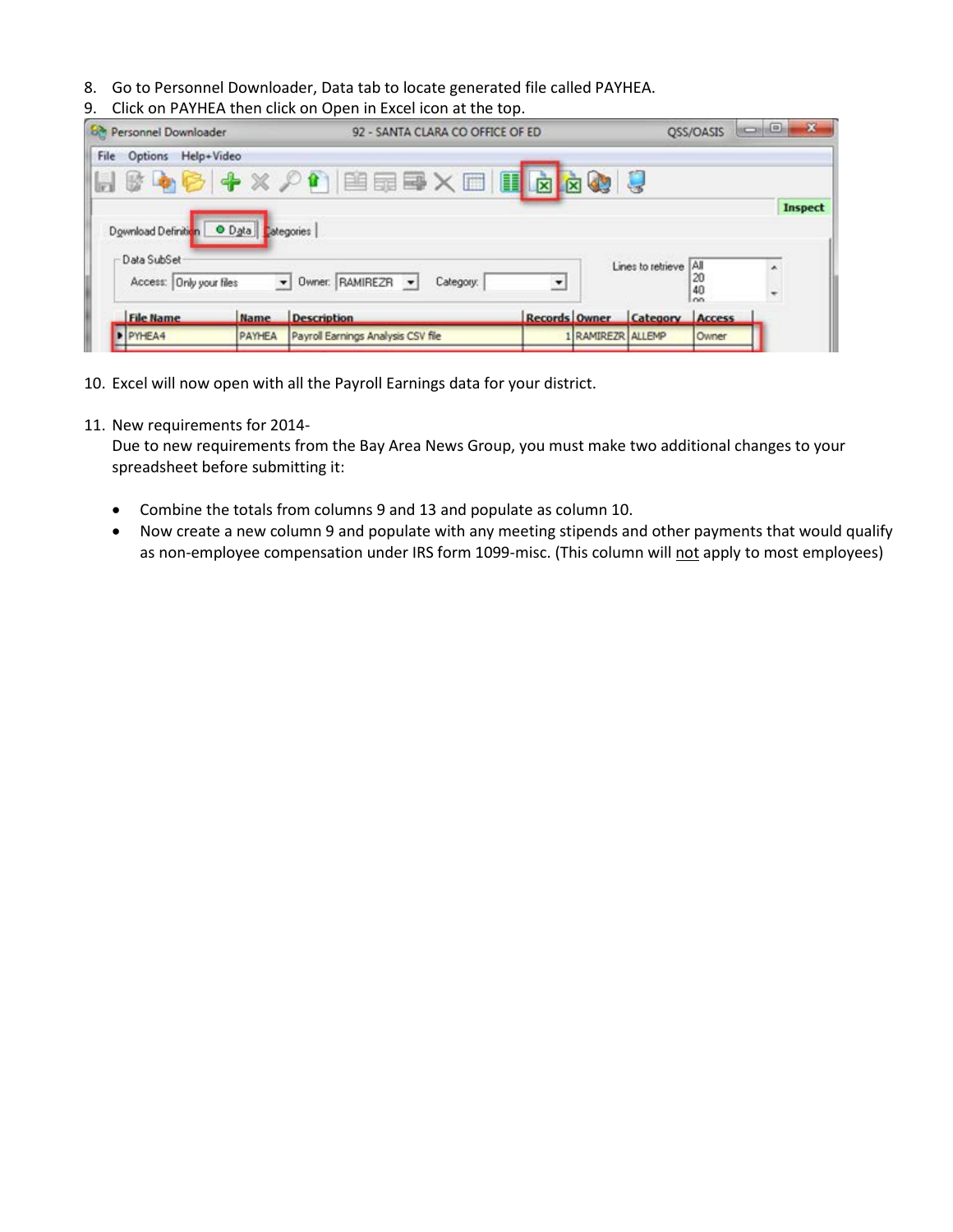8. Go to Personnel Downloader, Data tab to locate generated file called PAYHEA.
9. Click on PAYHEA then click on Open in Excel icon at the top.

10. Excel will now open with all the Payroll Earnings data for your district.

11. New requirements for 2014-
    Due to new requirements from the Bay Area News Group, you must make two additional changes to your spreadsheet before submitting it:

    - Combine the totals from columns 9 and 13 and populate as column 10.
    - Now create a new column 9 and populate with any meeting stipends and other payments that would qualify as non-employee compensation under IRS form 1099-misc. (This column will not apply to most employees)